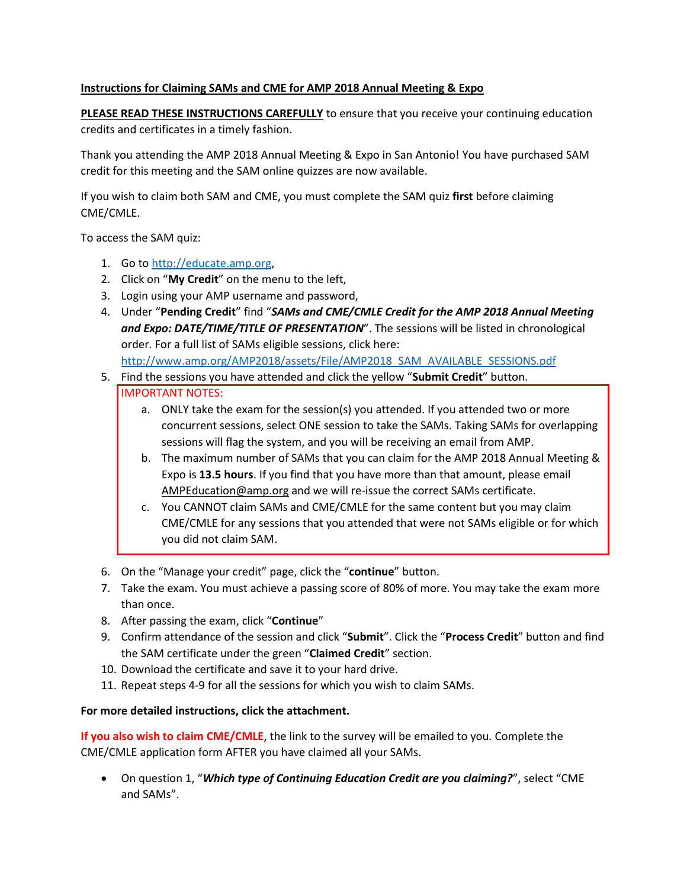**Instructions for Claiming SAMs and CME for AMP 2018 Annual Meeting & Expo**

**PLEASE READ THESE INSTRUCTIONS CAREFULLY** to ensure that you receive your continuing education credits and certificates in a timely fashion.

Thank you attending the AMP 2018 Annual Meeting & Expo in San Antonio! You have purchased SAM credit for this meeting and the SAM online quizzes are now available.

If you wish to claim both SAM and CME, you must complete the SAM quiz **first** before claiming CME/CMLE.

To access the SAM quiz:

1. Go to http://educate.amp.org,
2. Click on "**My Credit**" on the menu to the left,
3. Login using your AMP username and password,
4. Under "**Pending Credit**" find "***SAMs and CME/CMLE Credit for the AMP 2018 Annual Meeting and Expo: DATE/TIME/TITLE OF PRESENTATION***". The sessions will be listed in chronological order. For a full list of SAMs eligible sessions, click here: http://www.amp.org/AMP2018/assets/File/AMP2018_SAM_AVAILABLE_SESSIONS.pdf
5. Find the sessions you have attended and click the yellow "**Submit Credit**" button.

   IMPORTANT NOTES:

   a. ONLY take the exam for the session(s) you attended. If you attended two or more concurrent sessions, select ONE session to take the SAMs. Taking SAMs for overlapping sessions will flag the system, and you will be receiving an email from AMP.
   b. The maximum number of SAMs that you can claim for the AMP 2018 Annual Meeting & Expo is **13.5 hours**. If you find that you have more than that amount, please email AMPEducation@amp.org and we will re-issue the correct SAMs certificate.
   c. You CANNOT claim SAMs and CME/CMLE for the same content but you may claim CME/CMLE for any sessions that you attended that were not SAMs eligible or for which you did not claim SAM.

6. On the "Manage your credit" page, click the "**continue**" button.
7. Take the exam. You must achieve a passing score of 80% of more. You may take the exam more than once.
8. After passing the exam, click "**Continue**"
9. Confirm attendance of the session and click "**Submit**". Click the "**Process Credit**" button and find the SAM certificate under the green "**Claimed Credit**" section.
10. Download the certificate and save it to your hard drive.
11. Repeat steps 4-9 for all the sessions for which you wish to claim SAMs.

**For more detailed instructions, click the attachment.**

**If you also wish to claim CME/CMLE**, the link to the survey will be emailed to you. Complete the CME/CMLE application form AFTER you have claimed all your SAMs.

- On question 1, "***Which type of Continuing Education Credit are you claiming?***", select "CME and SAMs".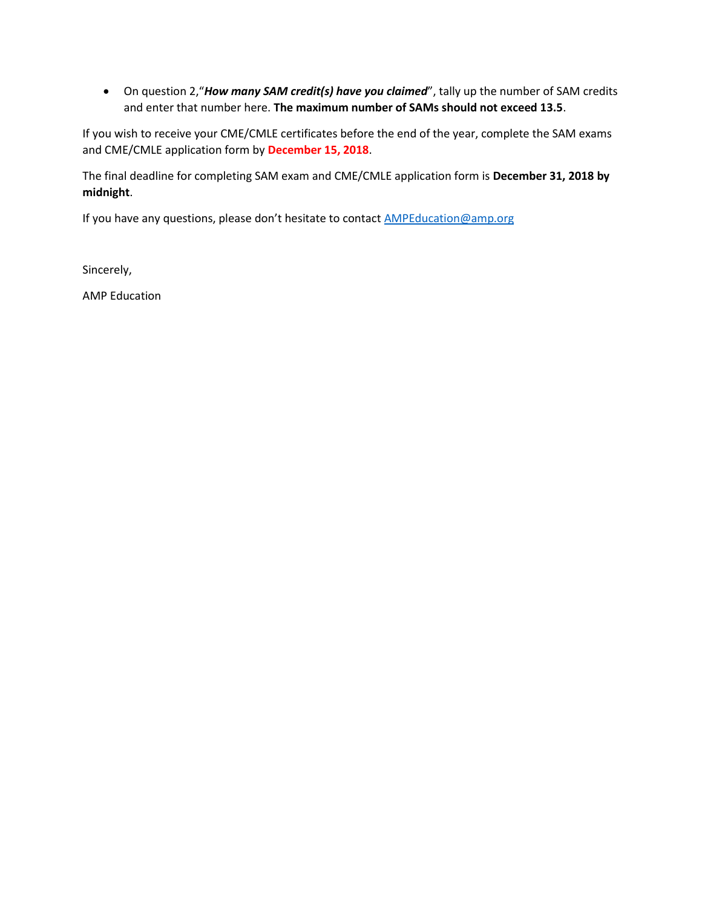- On question 2,"***How many SAM credit(s) have you claimed***", tally up the number of SAM credits and enter that number here. **The maximum number of SAMs should not exceed 13.5**.

If you wish to receive your CME/CMLE certificates before the end of the year, complete the SAM exams and CME/CMLE application form by **December 15, 2018**.

The final deadline for completing SAM exam and CME/CMLE application form is **December 31, 2018 by midnight**.

If you have any questions, please don't hesitate to contact AMPEducation@amp.org

Sincerely,

AMP Education